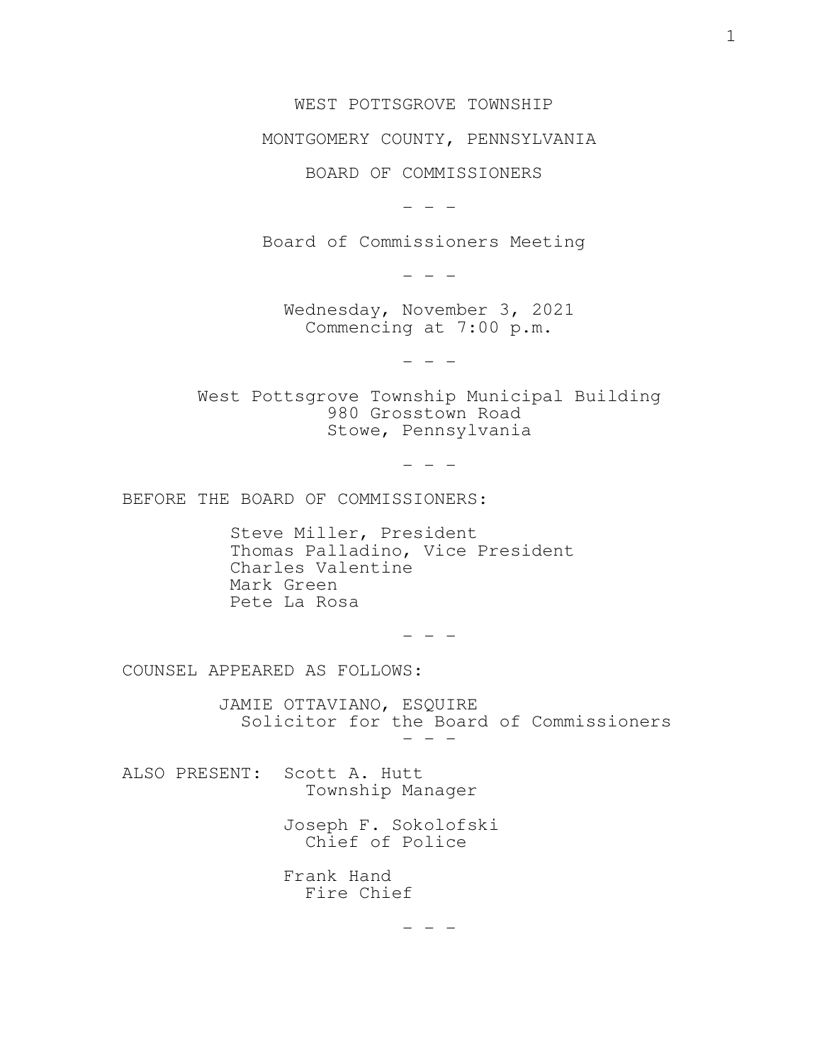WEST POTTSGROVE TOWNSHIP

MONTGOMERY COUNTY, PENNSYLVANIA

BOARD OF COMMISSIONERS

\- - -

Board of Commissioners Meeting

\- - -

Wednesday, November 3, 2021
Commencing at 7:00 p.m.

\- - -

West Pottsgrove Township Municipal Building
980 Grosstown Road
Stowe, Pennsylvania

\- - -

BEFORE THE BOARD OF COMMISSIONERS:

Steve Miller, President
Thomas Palladino, Vice President
Charles Valentine
Mark Green
Pete La Rosa

\- - -

COUNSEL APPEARED AS FOLLOWS:

JAMIE OTTAVIANO, ESQUIRE
Solicitor for the Board of Commissioners

\- - -

ALSO PRESENT: Scott A. Hutt
Township Manager

Joseph F. Sokolofski
Chief of Police

Frank Hand
Fire Chief

\- - -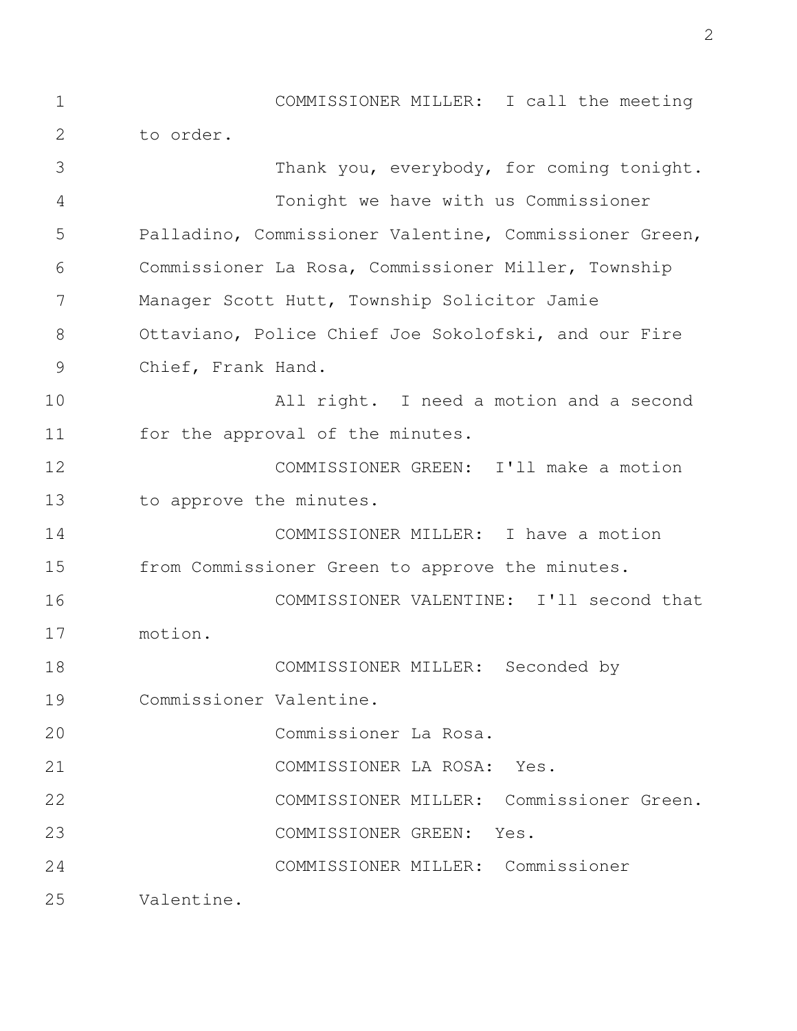COMMISSIONER MILLER: I call the meeting to order.

Thank you, everybody, for coming tonight.

Tonight we have with us Commissioner Palladino, Commissioner Valentine, Commissioner Green, Commissioner La Rosa, Commissioner Miller, Township Manager Scott Hutt, Township Solicitor Jamie Ottaviano, Police Chief Joe Sokolofski, and our Fire Chief, Frank Hand.

All right. I need a motion and a second for the approval of the minutes.

COMMISSIONER GREEN: I'll make a motion to approve the minutes.

COMMISSIONER MILLER: I have a motion from Commissioner Green to approve the minutes.

COMMISSIONER VALENTINE: I'll second that motion.

COMMISSIONER MILLER: Seconded by Commissioner Valentine.

Commissioner La Rosa.

COMMISSIONER LA ROSA: Yes.

COMMISSIONER MILLER: Commissioner Green.

COMMISSIONER GREEN: Yes.

COMMISSIONER MILLER: Commissioner Valentine.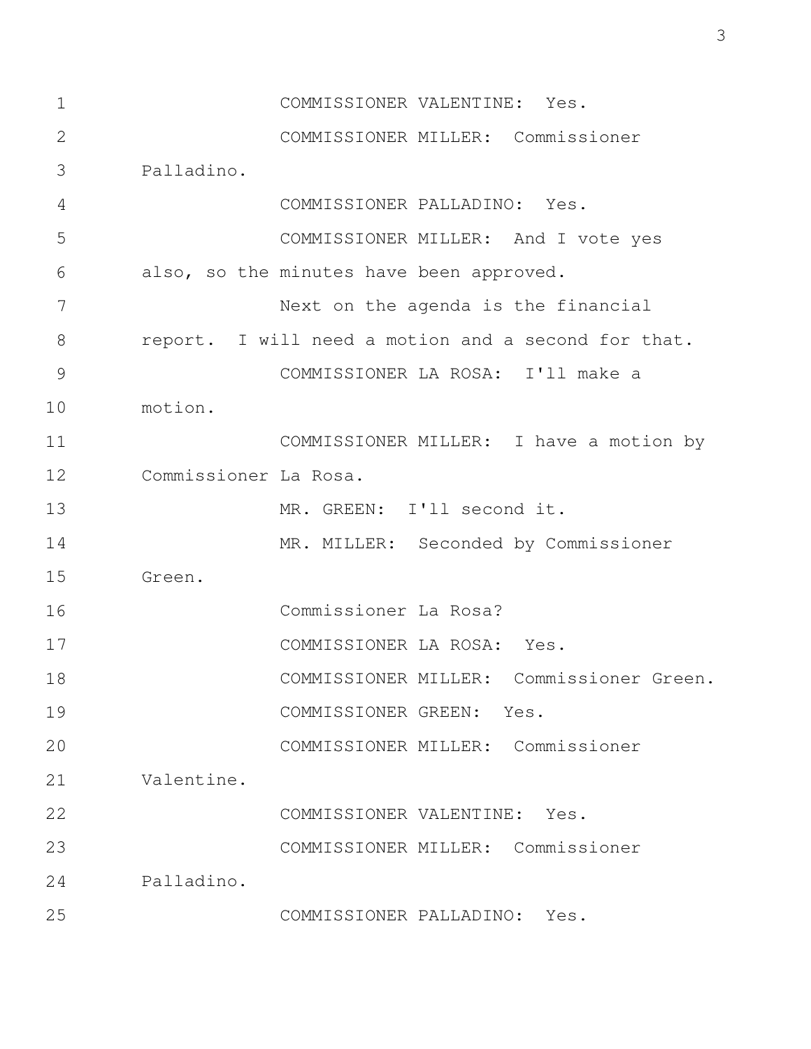1 COMMISSIONER VALENTINE: Yes.

2 COMMISSIONER MILLER: Commissioner

3 Palladino.

4 COMMISSIONER PALLADINO: Yes.

5 COMMISSIONER MILLER: And I vote yes

6 also, so the minutes have been approved.

7 Next on the agenda is the financial

8 report. I will need a motion and a second for that.

9 COMMISSIONER LA ROSA: I'll make a

10 motion.

11 COMMISSIONER MILLER: I have a motion by

12 Commissioner La Rosa.

13 MR. GREEN: I'll second it.

14 MR. MILLER: Seconded by Commissioner

15 Green.

16 Commissioner La Rosa?

17 COMMISSIONER LA ROSA: Yes.

18 COMMISSIONER MILLER: Commissioner Green.

19 COMMISSIONER GREEN: Yes.

20 COMMISSIONER MILLER: Commissioner

21 Valentine.

22 COMMISSIONER VALENTINE: Yes.

23 COMMISSIONER MILLER: Commissioner

24 Palladino.

25 COMMISSIONER PALLADINO: Yes.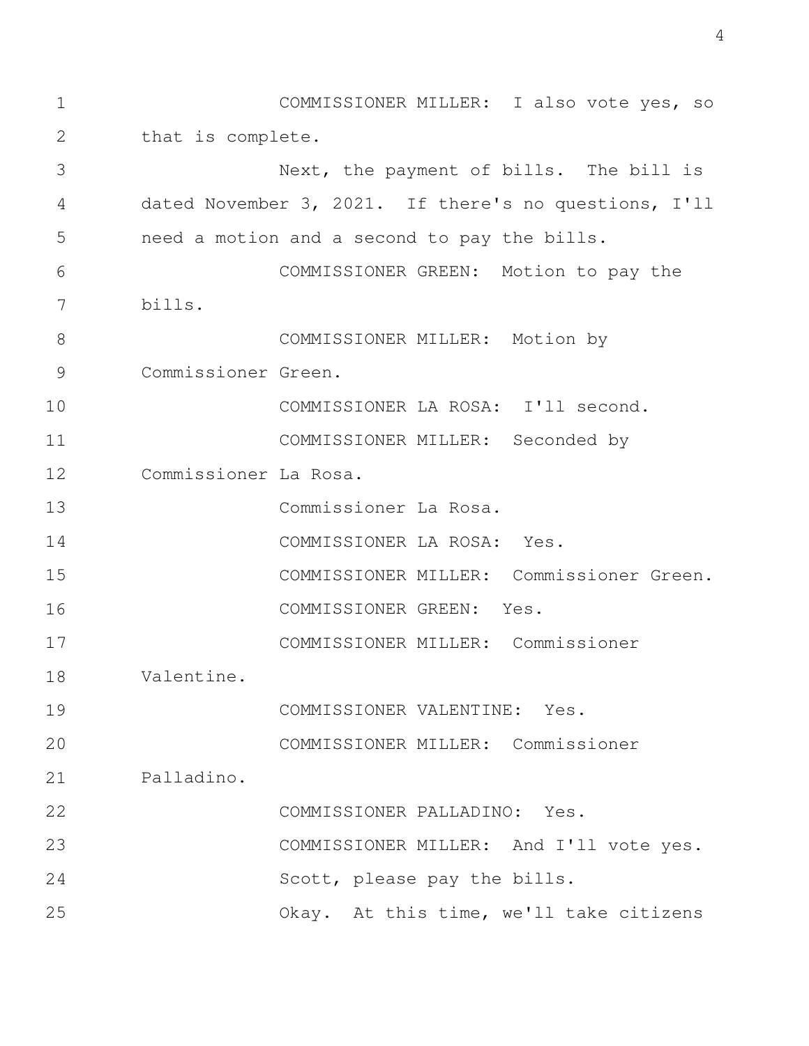COMMISSIONER MILLER: I also vote yes, so that is complete.

Next, the payment of bills. The bill is dated November 3, 2021. If there's no questions, I'll need a motion and a second to pay the bills.

COMMISSIONER GREEN: Motion to pay the bills.

COMMISSIONER MILLER: Motion by Commissioner Green.

COMMISSIONER LA ROSA: I'll second.

COMMISSIONER MILLER: Seconded by Commissioner La Rosa.

Commissioner La Rosa.

COMMISSIONER LA ROSA: Yes.

COMMISSIONER MILLER: Commissioner Green.

COMMISSIONER GREEN: Yes.

COMMISSIONER MILLER: Commissioner Valentine.

COMMISSIONER VALENTINE: Yes.

COMMISSIONER MILLER: Commissioner Palladino.

COMMISSIONER PALLADINO: Yes.

COMMISSIONER MILLER: And I'll vote yes.

Scott, please pay the bills.

Okay. At this time, we'll take citizens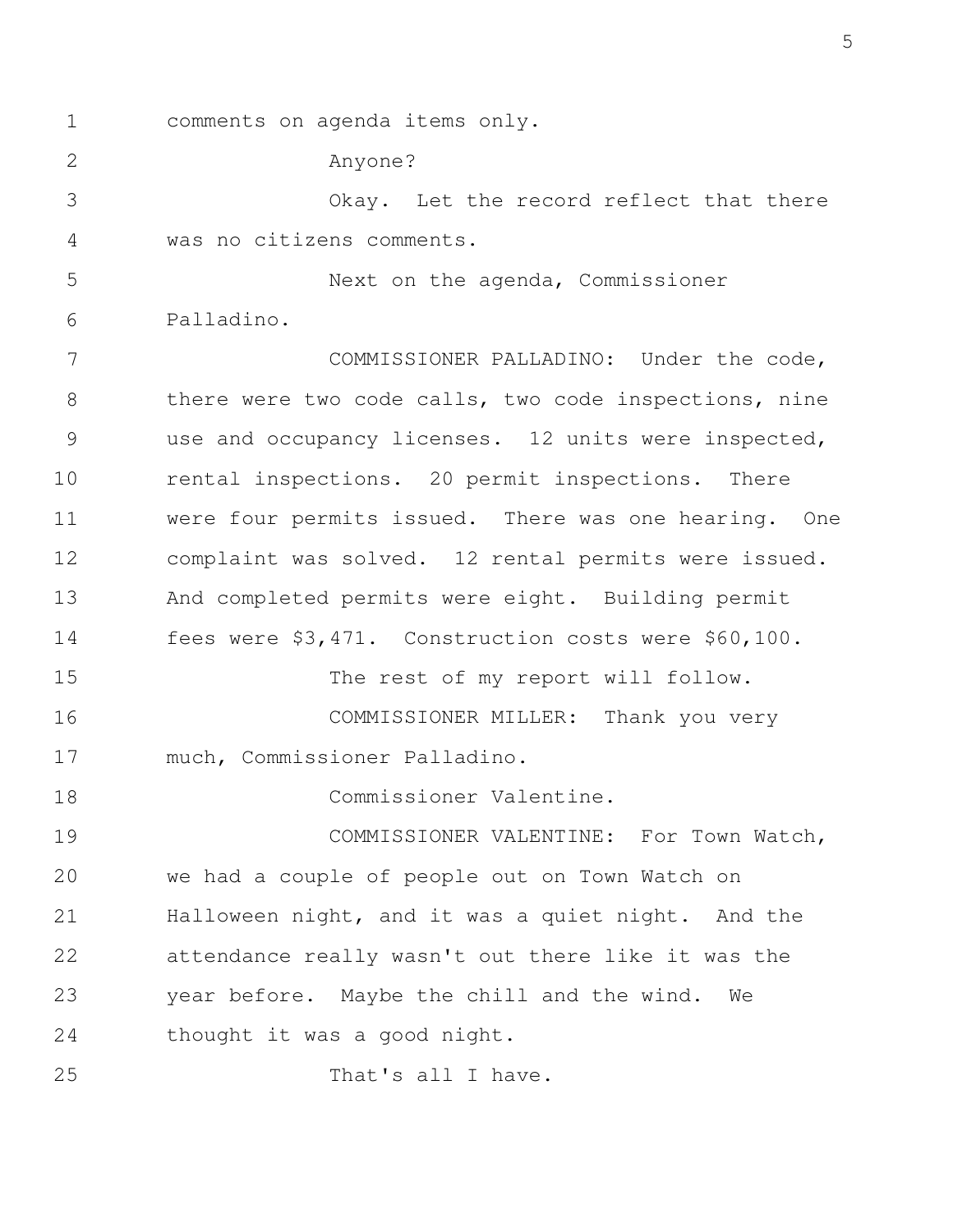comments on agenda items only.

Anyone?

Okay. Let the record reflect that there was no citizens comments.

Next on the agenda, Commissioner Palladino.

COMMISSIONER PALLADINO: Under the code, there were two code calls, two code inspections, nine use and occupancy licenses. 12 units were inspected, rental inspections. 20 permit inspections. There were four permits issued. There was one hearing. One complaint was solved. 12 rental permits were issued. And completed permits were eight. Building permit fees were $3,471. Construction costs were $60,100.

The rest of my report will follow.

COMMISSIONER MILLER: Thank you very much, Commissioner Palladino.

Commissioner Valentine.

COMMISSIONER VALENTINE: For Town Watch, we had a couple of people out on Town Watch on Halloween night, and it was a quiet night. And the attendance really wasn't out there like it was the year before. Maybe the chill and the wind. We thought it was a good night.

That's all I have.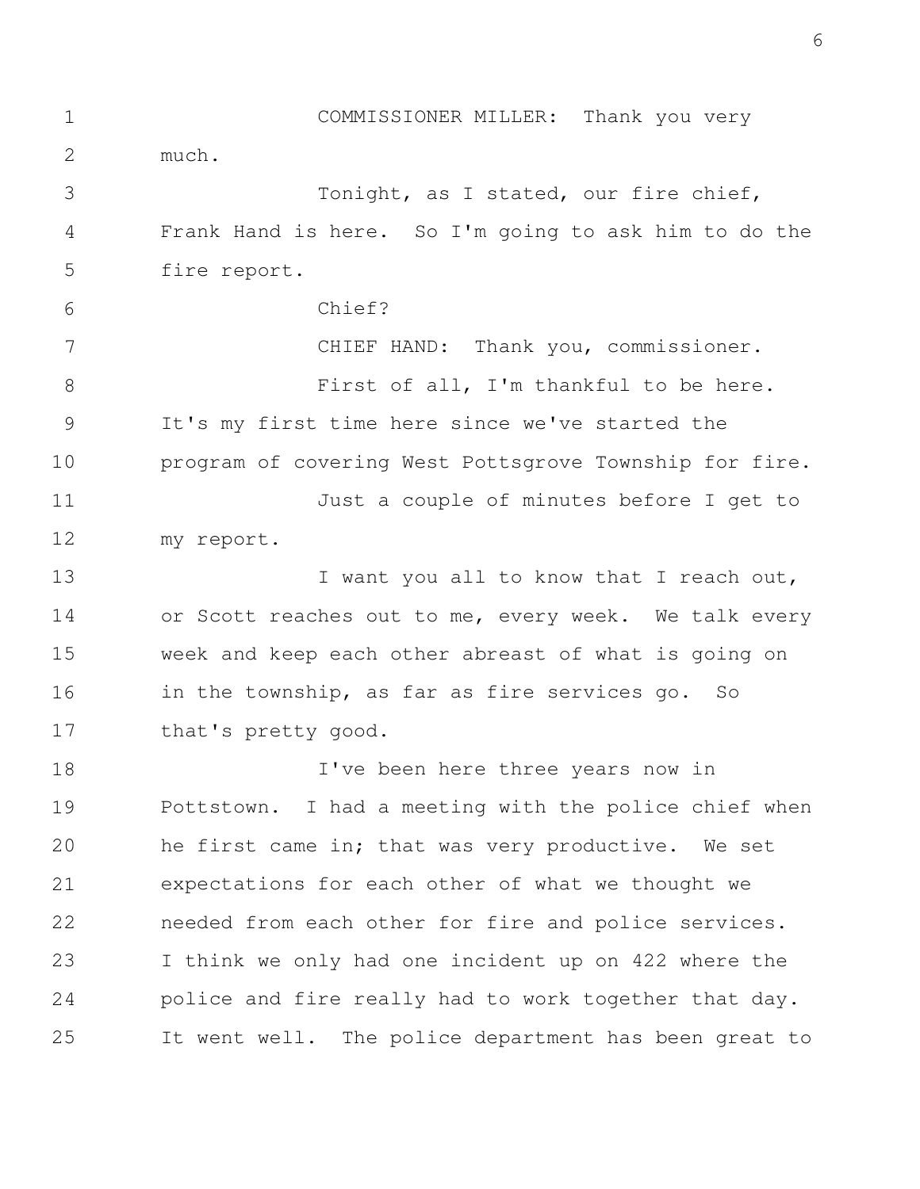COMMISSIONER MILLER: Thank you very much.

Tonight, as I stated, our fire chief, Frank Hand is here. So I'm going to ask him to do the fire report.

Chief?

CHIEF HAND: Thank you, commissioner.

First of all, I'm thankful to be here. It's my first time here since we've started the program of covering West Pottsgrove Township for fire.

Just a couple of minutes before I get to my report.

I want you all to know that I reach out, or Scott reaches out to me, every week. We talk every week and keep each other abreast of what is going on in the township, as far as fire services go. So that's pretty good.

I've been here three years now in Pottstown. I had a meeting with the police chief when he first came in; that was very productive. We set expectations for each other of what we thought we needed from each other for fire and police services. I think we only had one incident up on 422 where the police and fire really had to work together that day. It went well. The police department has been great to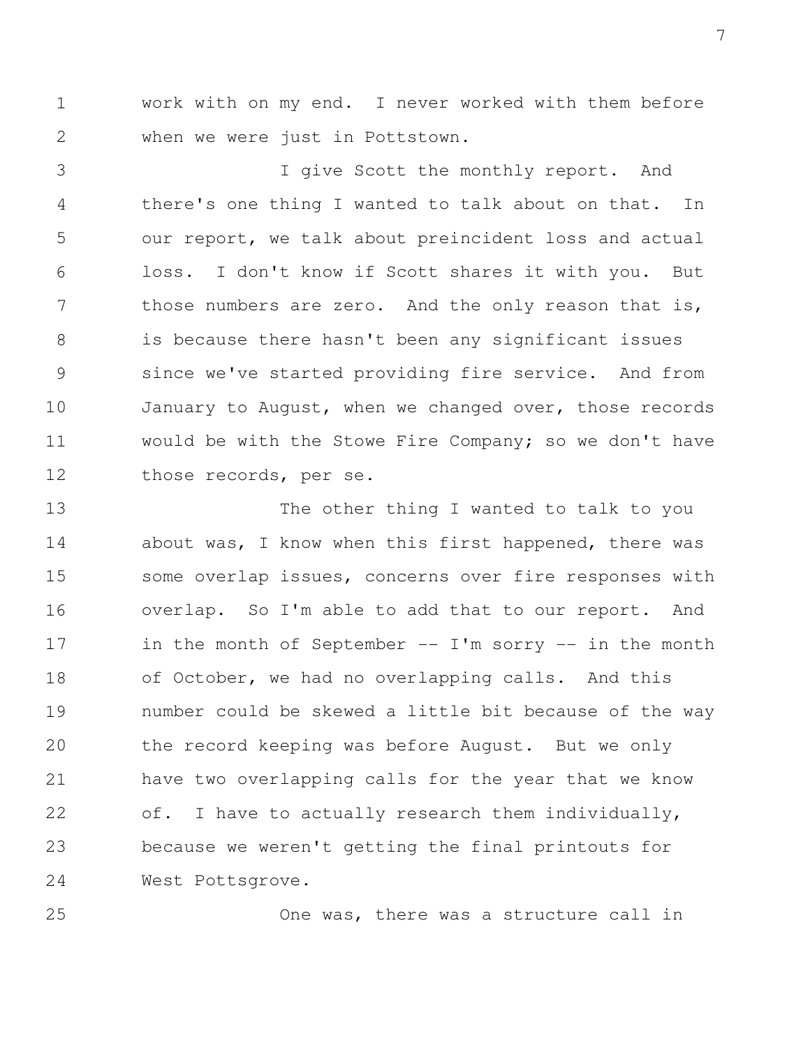work with on my end. I never worked with them before when we were just in Pottstown.

I give Scott the monthly report. And there's one thing I wanted to talk about on that. In our report, we talk about preincident loss and actual loss. I don't know if Scott shares it with you. But those numbers are zero. And the only reason that is, is because there hasn't been any significant issues since we've started providing fire service. And from January to August, when we changed over, those records would be with the Stowe Fire Company; so we don't have those records, per se.

The other thing I wanted to talk to you about was, I know when this first happened, there was some overlap issues, concerns over fire responses with overlap. So I'm able to add that to our report. And in the month of September -- I'm sorry -- in the month of October, we had no overlapping calls. And this number could be skewed a little bit because of the way the record keeping was before August. But we only have two overlapping calls for the year that we know of. I have to actually research them individually, because we weren't getting the final printouts for West Pottsgrove.

One was, there was a structure call in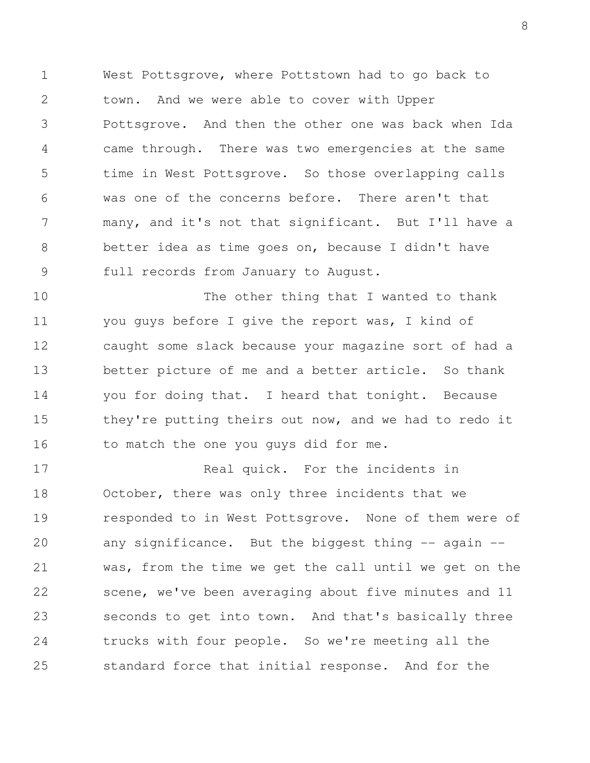West Pottsgrove, where Pottstown had to go back to town. And we were able to cover with Upper Pottsgrove. And then the other one was back when Ida came through. There was two emergencies at the same time in West Pottsgrove. So those overlapping calls was one of the concerns before. There aren't that many, and it's not that significant. But I'll have a better idea as time goes on, because I didn't have full records from January to August.

The other thing that I wanted to thank you guys before I give the report was, I kind of caught some slack because your magazine sort of had a better picture of me and a better article. So thank you for doing that. I heard that tonight. Because they're putting theirs out now, and we had to redo it to match the one you guys did for me.

Real quick. For the incidents in October, there was only three incidents that we responded to in West Pottsgrove. None of them were of any significance. But the biggest thing -- again -- was, from the time we get the call until we get on the scene, we've been averaging about five minutes and 11 seconds to get into town. And that's basically three trucks with four people. So we're meeting all the standard force that initial response. And for the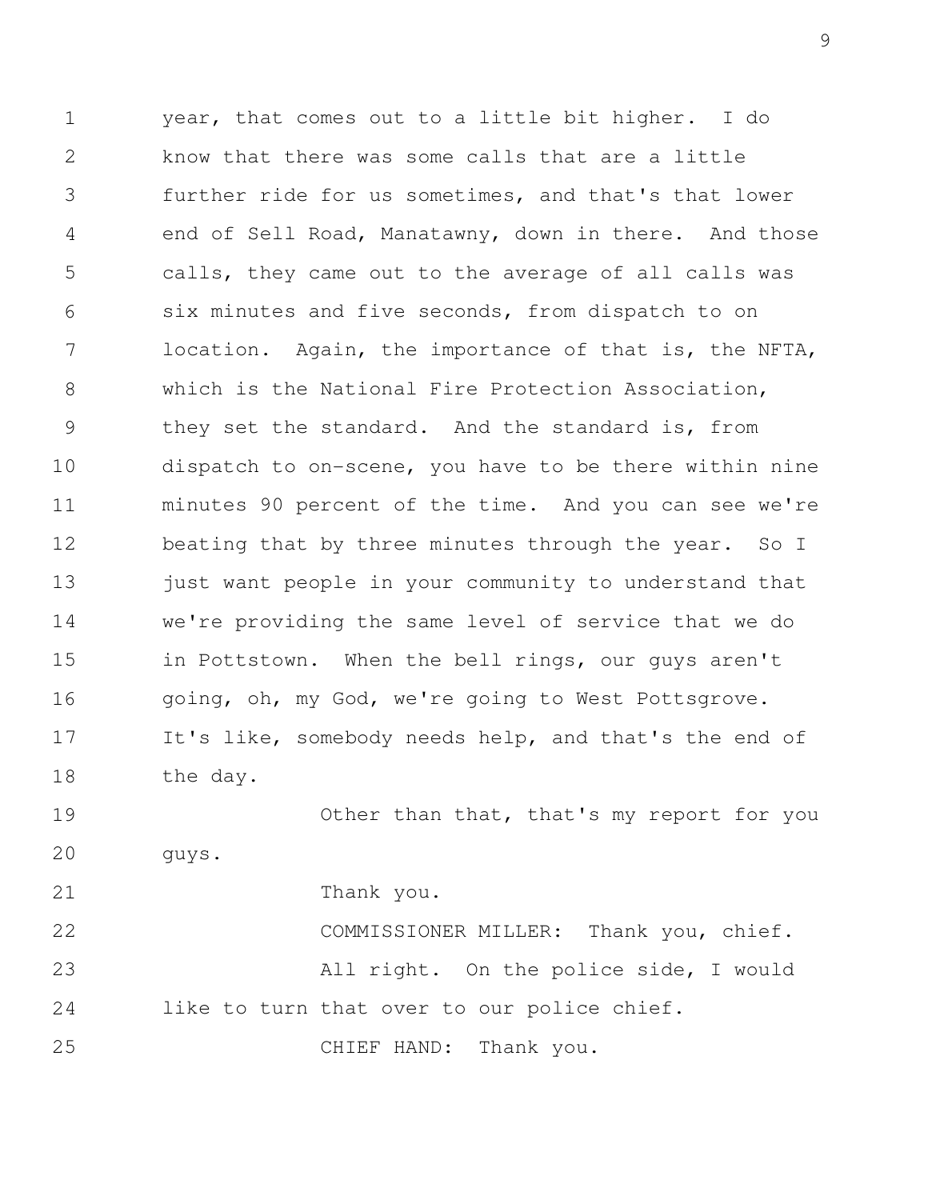year, that comes out to a little bit higher. I do know that there was some calls that are a little further ride for us sometimes, and that's that lower end of Sell Road, Manatawny, down in there. And those calls, they came out to the average of all calls was six minutes and five seconds, from dispatch to on location. Again, the importance of that is, the NFTA, which is the National Fire Protection Association, they set the standard. And the standard is, from dispatch to on-scene, you have to be there within nine minutes 90 percent of the time. And you can see we're beating that by three minutes through the year. So I just want people in your community to understand that we're providing the same level of service that we do in Pottstown. When the bell rings, our guys aren't going, oh, my God, we're going to West Pottsgrove. It's like, somebody needs help, and that's the end of the day.

Other than that, that's my report for you guys.

Thank you.

COMMISSIONER MILLER: Thank you, chief.

All right. On the police side, I would like to turn that over to our police chief.

CHIEF HAND: Thank you.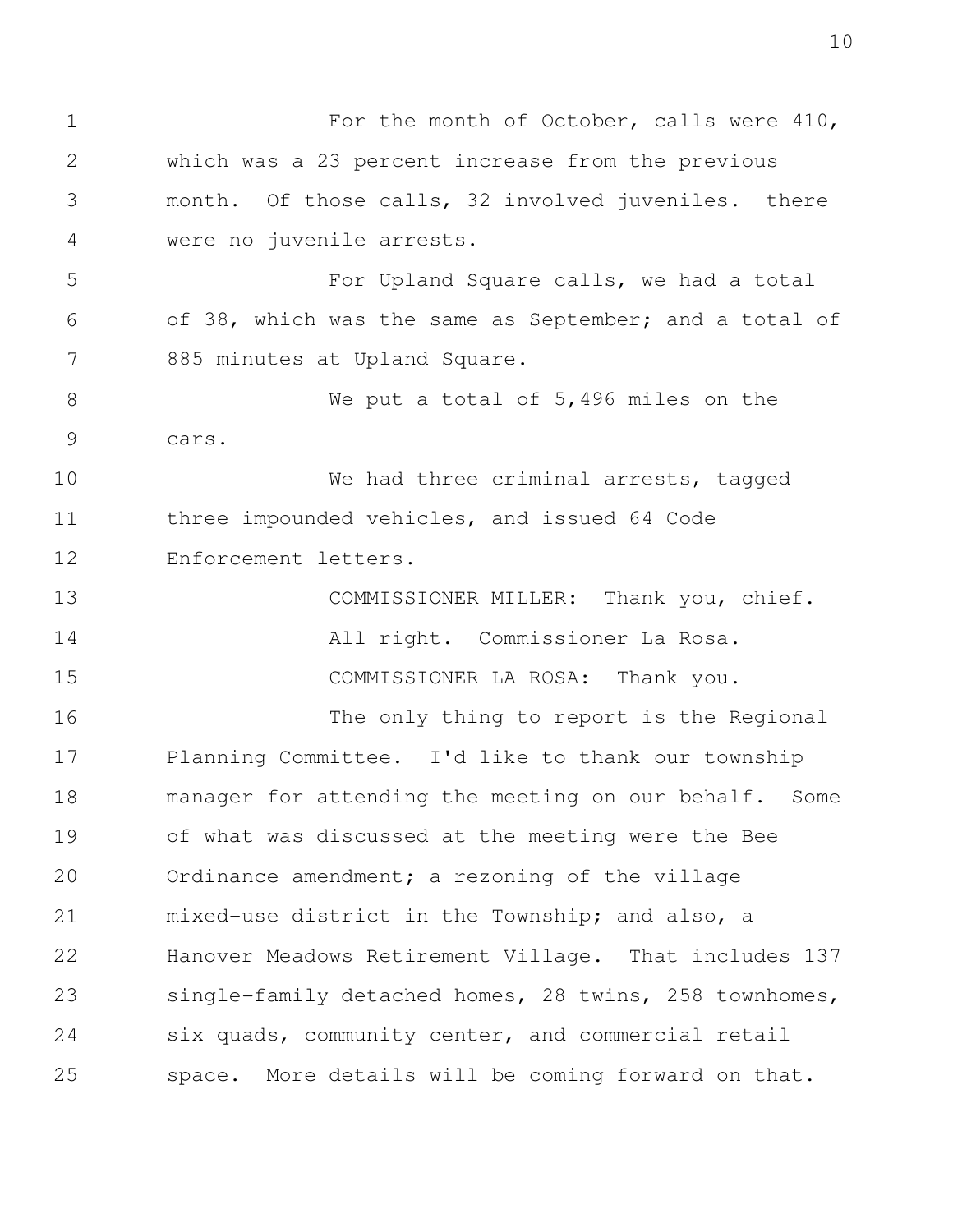For the month of October, calls were 410, which was a 23 percent increase from the previous month. Of those calls, 32 involved juveniles. there were no juvenile arrests.

For Upland Square calls, we had a total of 38, which was the same as September; and a total of 885 minutes at Upland Square.

We put a total of 5,496 miles on the cars.

We had three criminal arrests, tagged three impounded vehicles, and issued 64 Code Enforcement letters.

COMMISSIONER MILLER: Thank you, chief.

All right. Commissioner La Rosa.

COMMISSIONER LA ROSA: Thank you.

The only thing to report is the Regional Planning Committee. I'd like to thank our township manager for attending the meeting on our behalf. Some of what was discussed at the meeting were the Bee Ordinance amendment; a rezoning of the village mixed-use district in the Township; and also, a Hanover Meadows Retirement Village. That includes 137 single-family detached homes, 28 twins, 258 townhomes, six quads, community center, and commercial retail space. More details will be coming forward on that.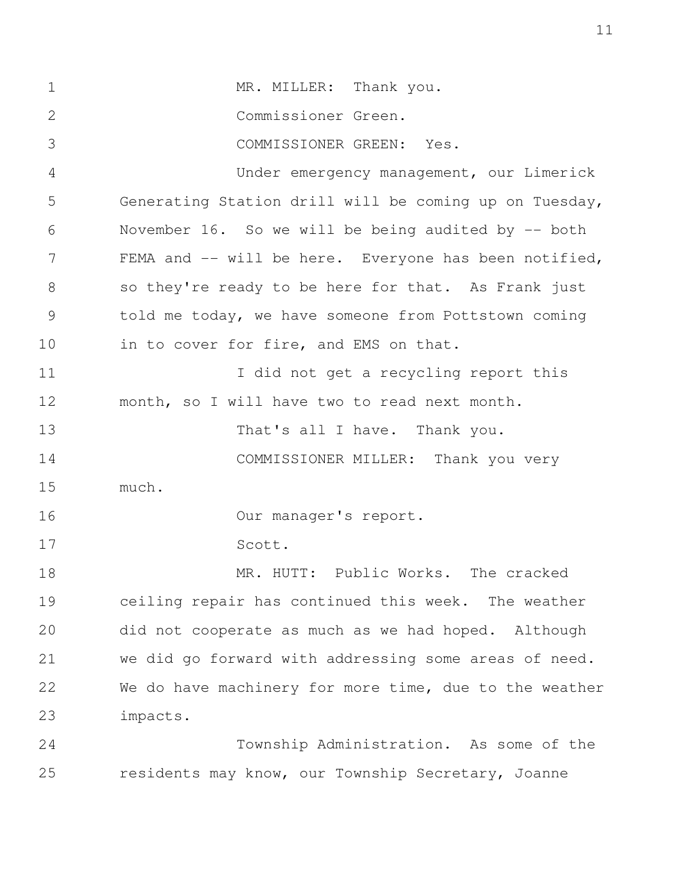MR. MILLER: Thank you.

Commissioner Green.

COMMISSIONER GREEN: Yes.

Under emergency management, our Limerick Generating Station drill will be coming up on Tuesday, November 16. So we will be being audited by -- both FEMA and -- will be here. Everyone has been notified, so they're ready to be here for that. As Frank just told me today, we have someone from Pottstown coming in to cover for fire, and EMS on that.

I did not get a recycling report this month, so I will have two to read next month.

That's all I have. Thank you.

COMMISSIONER MILLER: Thank you very much.

Our manager's report.

Scott.

MR. HUTT: Public Works. The cracked ceiling repair has continued this week. The weather did not cooperate as much as we had hoped. Although we did go forward with addressing some areas of need. We do have machinery for more time, due to the weather impacts.

Township Administration. As some of the residents may know, our Township Secretary, Joanne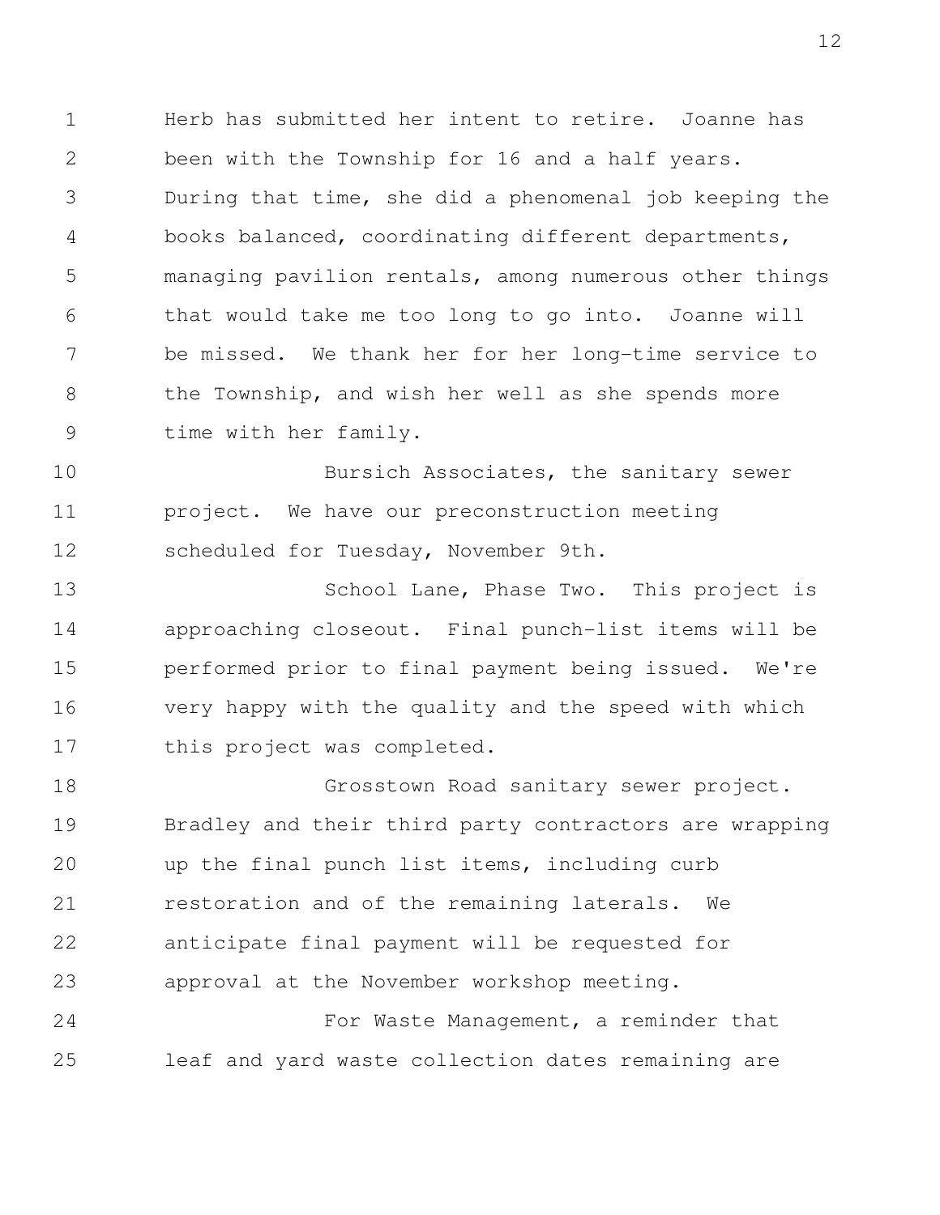Herb has submitted her intent to retire. Joanne has been with the Township for 16 and a half years. During that time, she did a phenomenal job keeping the books balanced, coordinating different departments, managing pavilion rentals, among numerous other things that would take me too long to go into. Joanne will be missed. We thank her for her long-time service to the Township, and wish her well as she spends more time with her family.

Bursich Associates, the sanitary sewer project. We have our preconstruction meeting scheduled for Tuesday, November 9th.

School Lane, Phase Two. This project is approaching closeout. Final punch-list items will be performed prior to final payment being issued. We're very happy with the quality and the speed with which this project was completed.

Grosstown Road sanitary sewer project. Bradley and their third party contractors are wrapping up the final punch list items, including curb restoration and of the remaining laterals. We anticipate final payment will be requested for approval at the November workshop meeting.

For Waste Management, a reminder that leaf and yard waste collection dates remaining are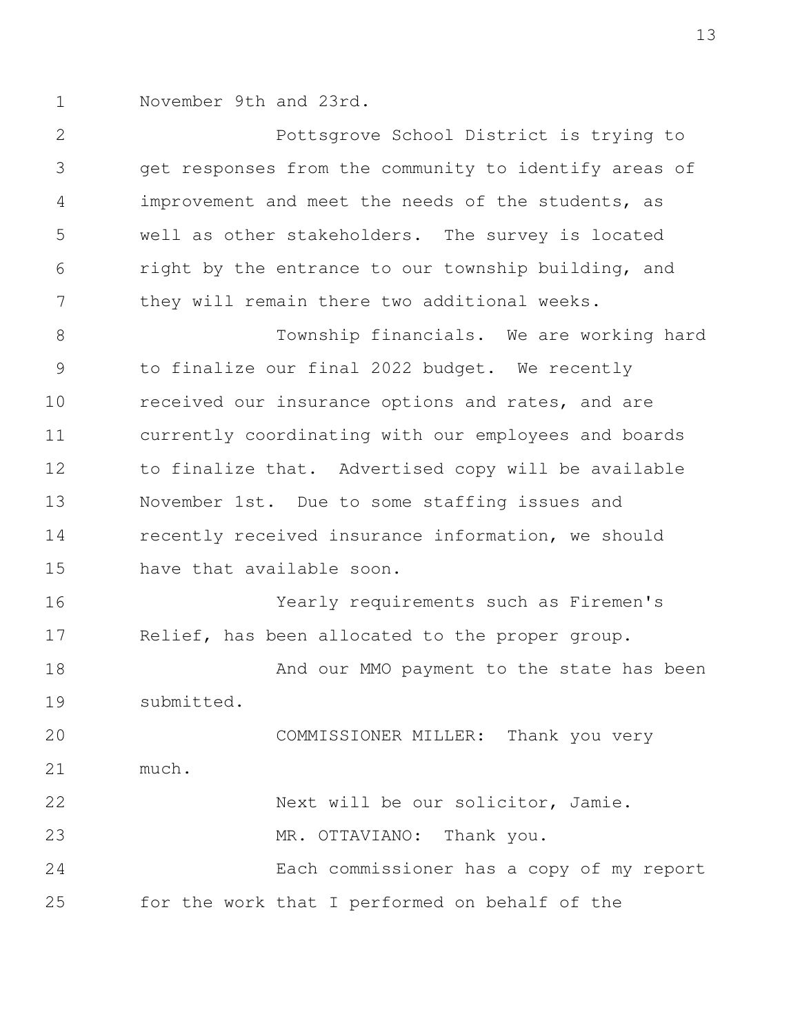November 9th and 23rd.

Pottsgrove School District is trying to get responses from the community to identify areas of improvement and meet the needs of the students, as well as other stakeholders. The survey is located right by the entrance to our township building, and they will remain there two additional weeks.

Township financials. We are working hard to finalize our final 2022 budget. We recently received our insurance options and rates, and are currently coordinating with our employees and boards to finalize that. Advertised copy will be available November 1st. Due to some staffing issues and recently received insurance information, we should have that available soon.

Yearly requirements such as Firemen's Relief, has been allocated to the proper group.

And our MMO payment to the state has been submitted.

COMMISSIONER MILLER: Thank you very much.

Next will be our solicitor, Jamie.

MR. OTTAVIANO: Thank you.

Each commissioner has a copy of my report for the work that I performed on behalf of the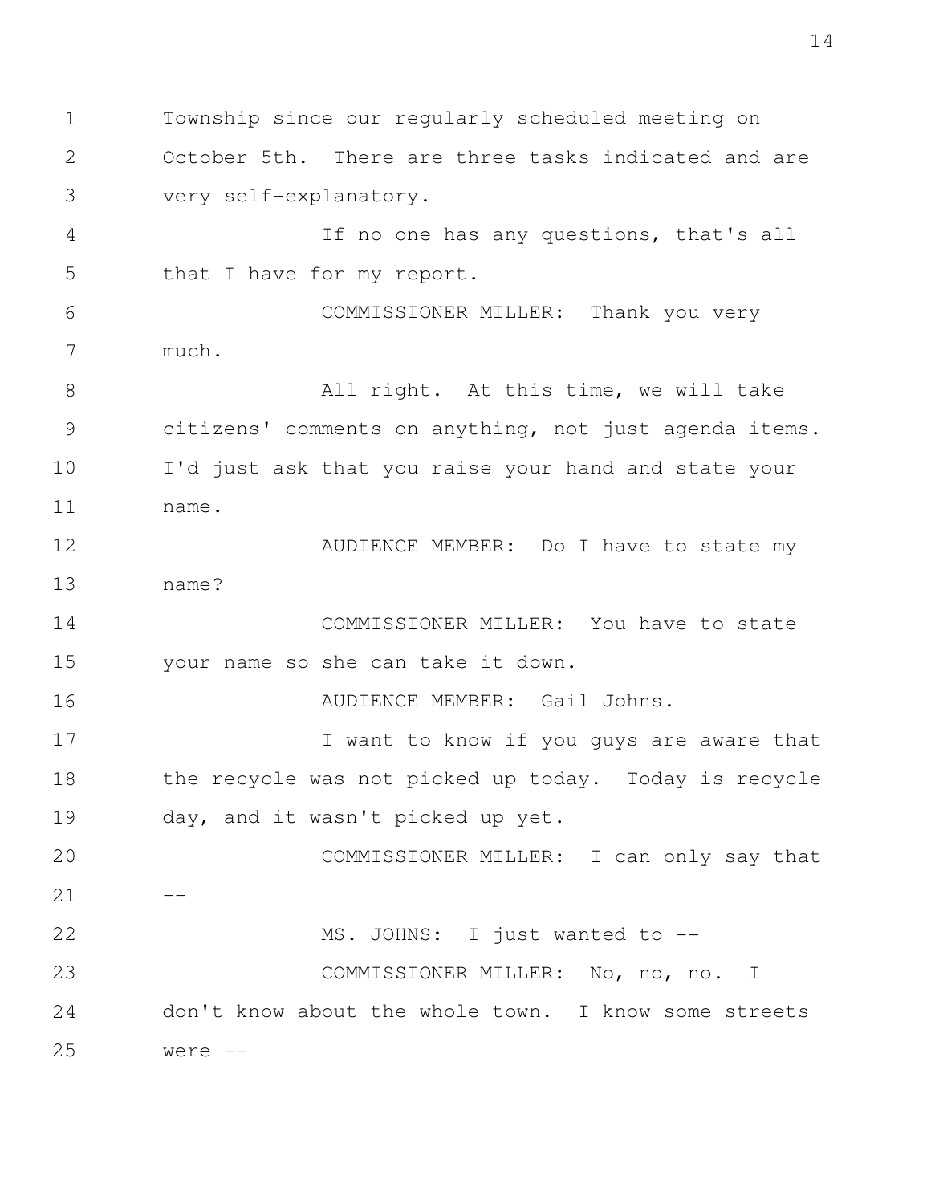Township since our regularly scheduled meeting on October 5th. There are three tasks indicated and are very self-explanatory.

If no one has any questions, that's all that I have for my report.

COMMISSIONER MILLER: Thank you very much.

All right. At this time, we will take citizens' comments on anything, not just agenda items. I'd just ask that you raise your hand and state your name.

AUDIENCE MEMBER: Do I have to state my name?

COMMISSIONER MILLER: You have to state your name so she can take it down.

AUDIENCE MEMBER: Gail Johns.

I want to know if you guys are aware that the recycle was not picked up today. Today is recycle day, and it wasn't picked up yet.

COMMISSIONER MILLER: I can only say that --

MS. JOHNS: I just wanted to --

COMMISSIONER MILLER: No, no, no. I don't know about the whole town. I know some streets were --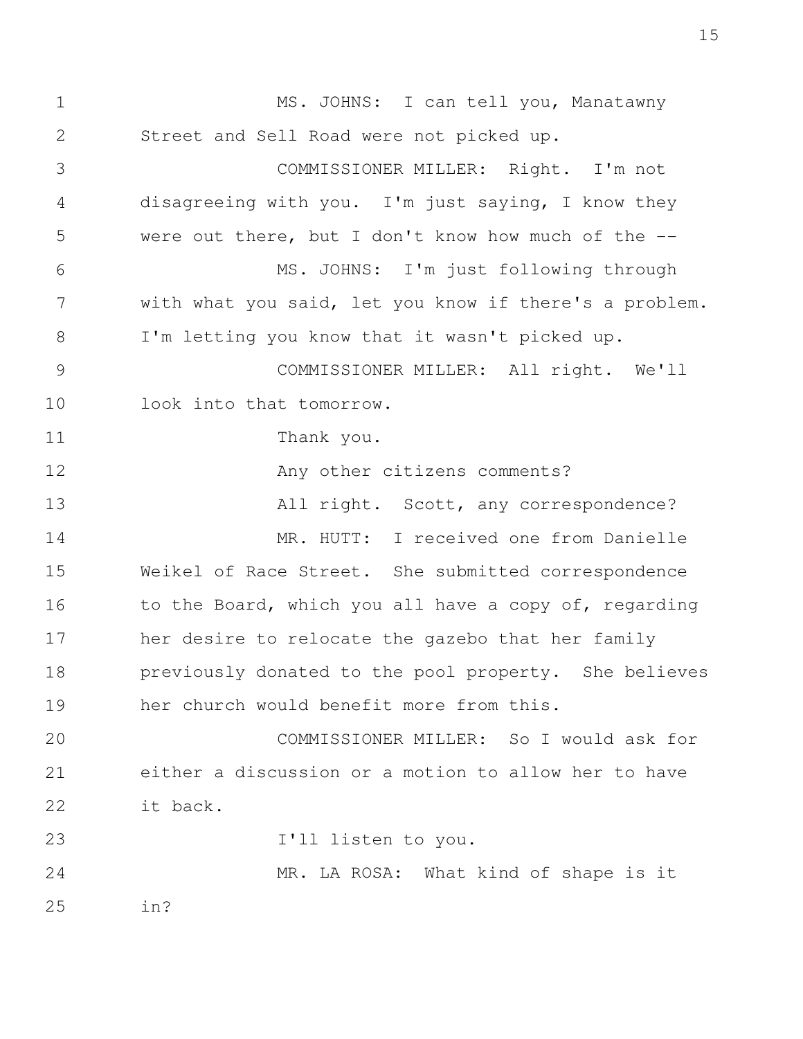MS. JOHNS: I can tell you, Manatawny Street and Sell Road were not picked up.

COMMISSIONER MILLER: Right. I'm not disagreeing with you. I'm just saying, I know they were out there, but I don't know how much of the --

MS. JOHNS: I'm just following through with what you said, let you know if there's a problem. I'm letting you know that it wasn't picked up.

COMMISSIONER MILLER: All right. We'll look into that tomorrow.

Thank you.

Any other citizens comments?

All right. Scott, any correspondence?

MR. HUTT: I received one from Danielle Weikel of Race Street. She submitted correspondence to the Board, which you all have a copy of, regarding her desire to relocate the gazebo that her family previously donated to the pool property. She believes her church would benefit more from this.

COMMISSIONER MILLER: So I would ask for either a discussion or a motion to allow her to have it back.

I'll listen to you.

MR. LA ROSA: What kind of shape is it in?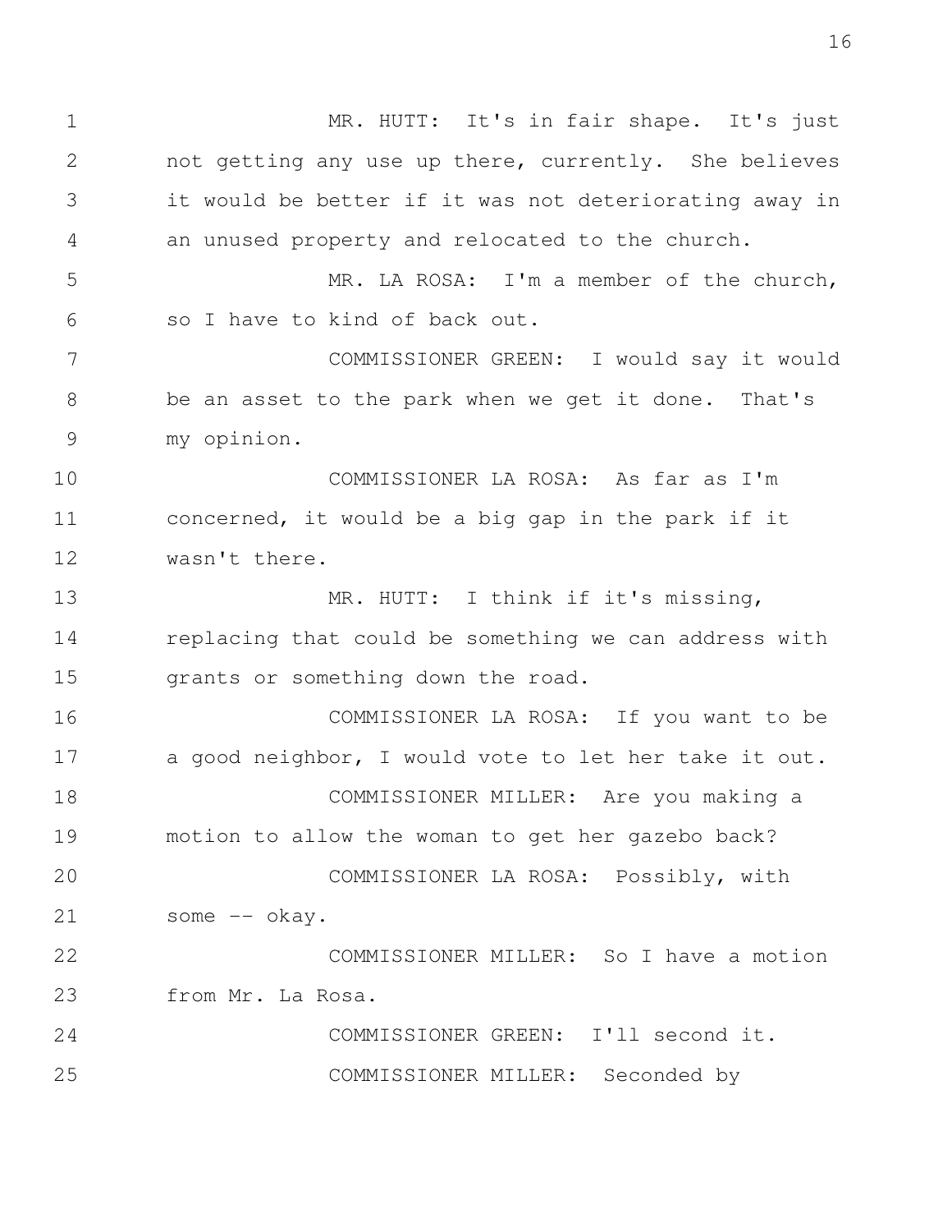MR. HUTT: It's in fair shape. It's just not getting any use up there, currently. She believes it would be better if it was not deteriorating away in an unused property and relocated to the church.

MR. LA ROSA: I'm a member of the church, so I have to kind of back out.

COMMISSIONER GREEN: I would say it would be an asset to the park when we get it done. That's my opinion.

COMMISSIONER LA ROSA: As far as I'm concerned, it would be a big gap in the park if it wasn't there.

MR. HUTT: I think if it's missing, replacing that could be something we can address with grants or something down the road.

COMMISSIONER LA ROSA: If you want to be a good neighbor, I would vote to let her take it out.

COMMISSIONER MILLER: Are you making a motion to allow the woman to get her gazebo back?

COMMISSIONER LA ROSA: Possibly, with some -- okay.

COMMISSIONER MILLER: So I have a motion from Mr. La Rosa.

COMMISSIONER GREEN: I'll second it.

COMMISSIONER MILLER: Seconded by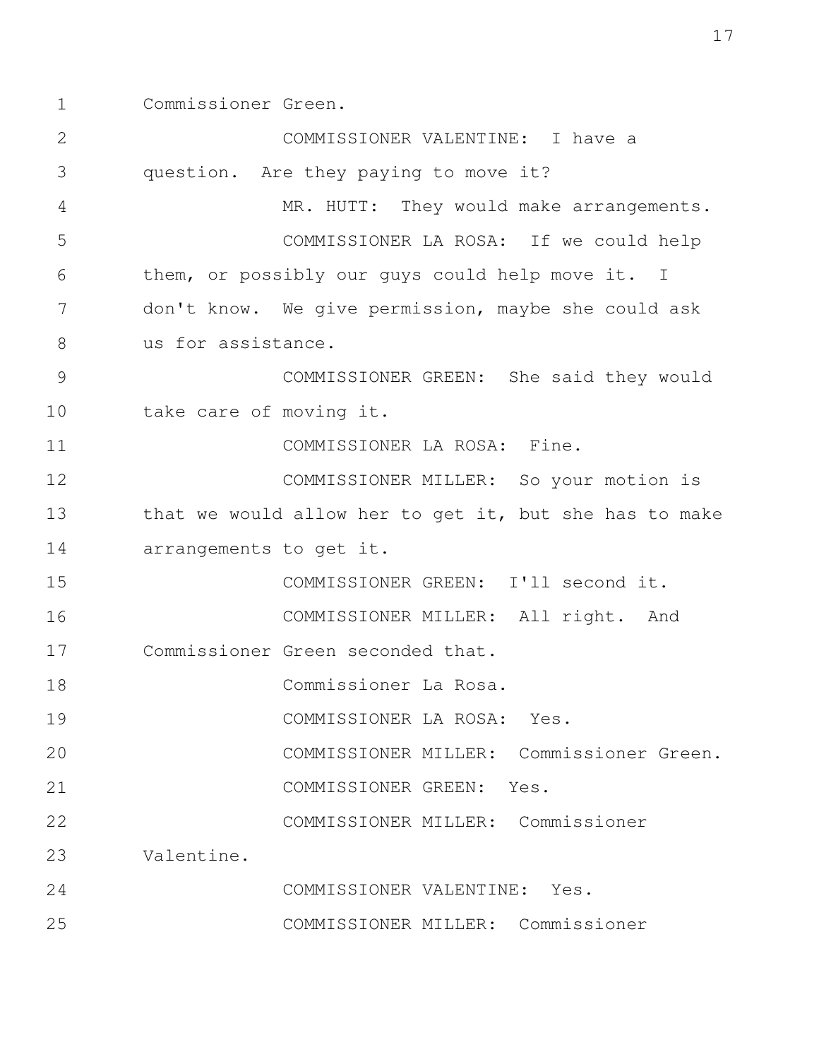Commissioner Green.

COMMISSIONER VALENTINE: I have a question. Are they paying to move it?

MR. HUTT: They would make arrangements.

COMMISSIONER LA ROSA: If we could help them, or possibly our guys could help move it. I don't know. We give permission, maybe she could ask us for assistance.

COMMISSIONER GREEN: She said they would take care of moving it.

COMMISSIONER LA ROSA: Fine.

COMMISSIONER MILLER: So your motion is that we would allow her to get it, but she has to make arrangements to get it.

COMMISSIONER GREEN: I'll second it.

COMMISSIONER MILLER: All right. And Commissioner Green seconded that.

Commissioner La Rosa.

COMMISSIONER LA ROSA: Yes.

COMMISSIONER MILLER: Commissioner Green.

COMMISSIONER GREEN: Yes.

COMMISSIONER MILLER: Commissioner Valentine.

COMMISSIONER VALENTINE: Yes.

COMMISSIONER MILLER: Commissioner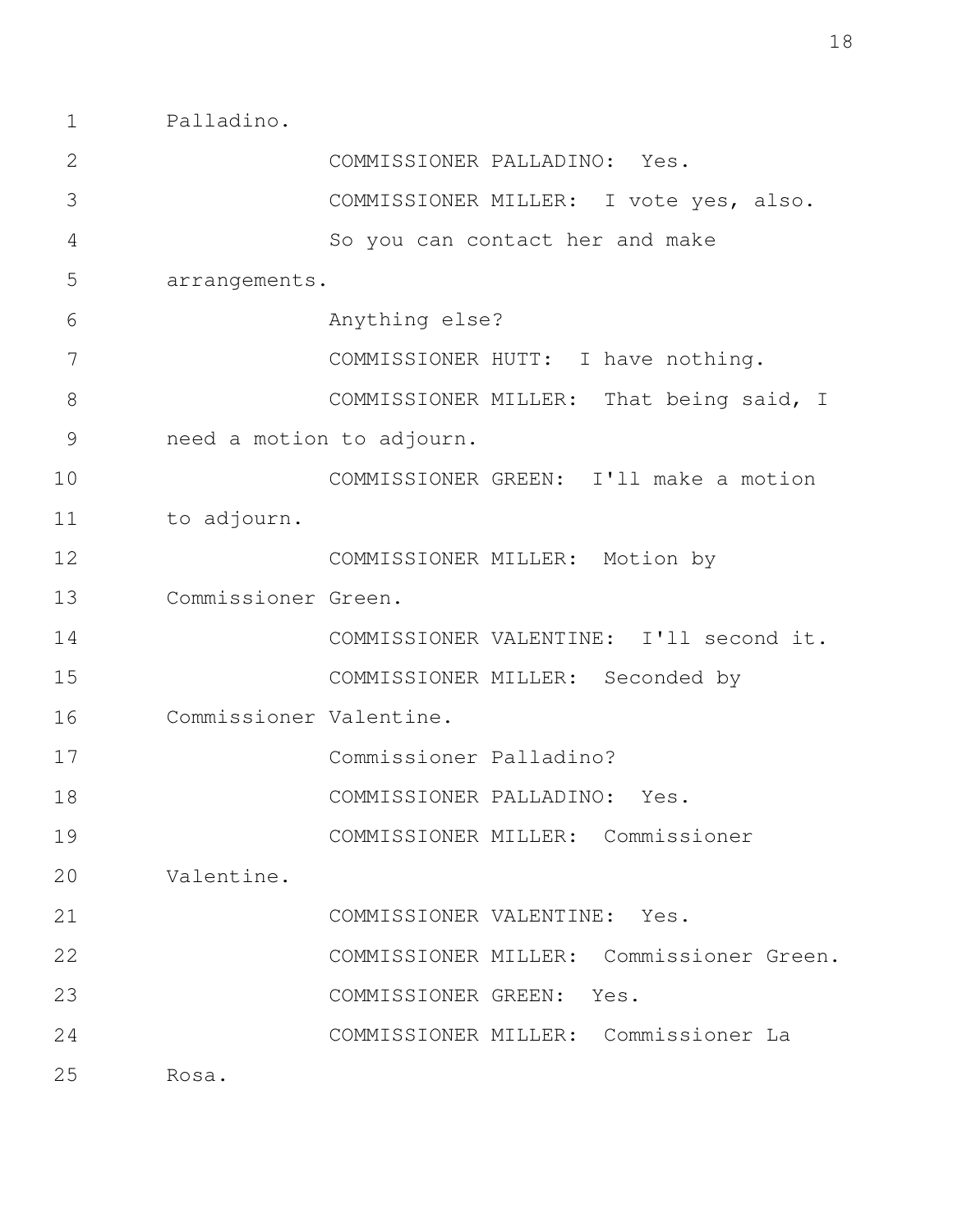Palladino.

COMMISSIONER PALLADINO: Yes.

COMMISSIONER MILLER: I vote yes, also.

So you can contact her and make arrangements.

Anything else?

COMMISSIONER HUTT: I have nothing.

COMMISSIONER MILLER: That being said, I need a motion to adjourn.

COMMISSIONER GREEN: I'll make a motion to adjourn.

COMMISSIONER MILLER: Motion by Commissioner Green.

COMMISSIONER VALENTINE: I'll second it.

COMMISSIONER MILLER: Seconded by Commissioner Valentine.

Commissioner Palladino?

COMMISSIONER PALLADINO: Yes.

COMMISSIONER MILLER: Commissioner Valentine.

COMMISSIONER VALENTINE: Yes.

COMMISSIONER MILLER: Commissioner Green.

COMMISSIONER GREEN: Yes.

COMMISSIONER MILLER: Commissioner La Rosa.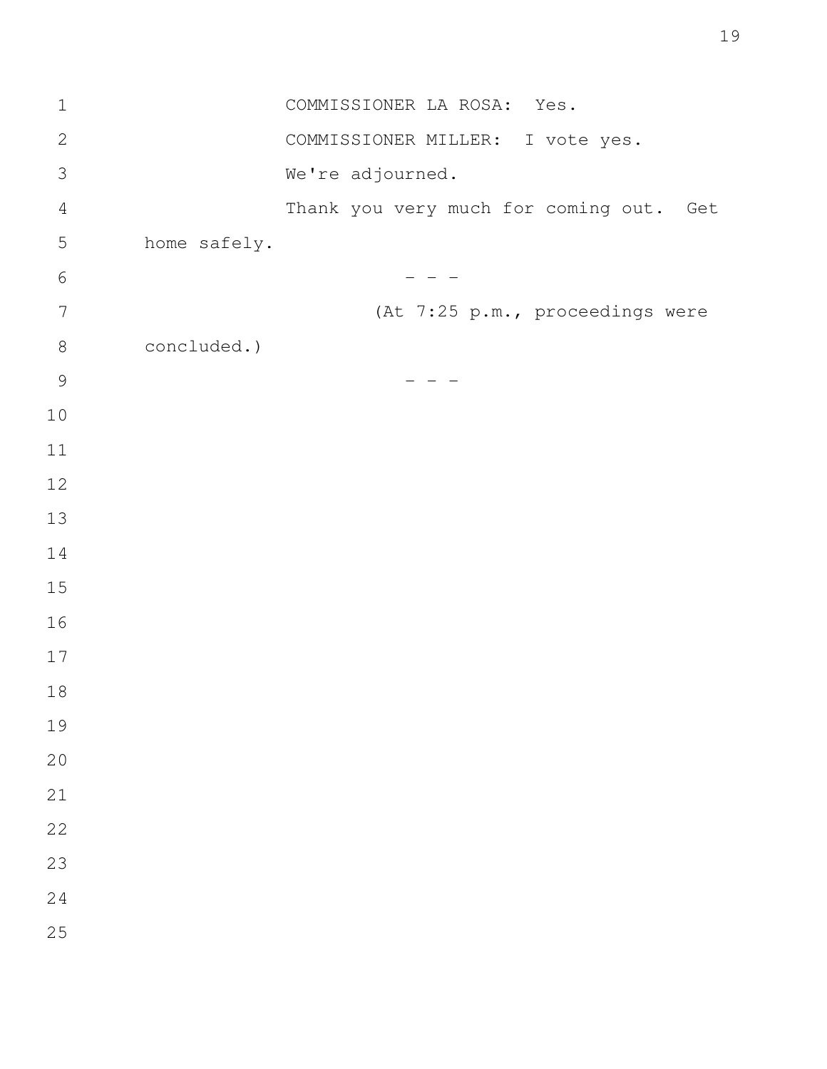COMMISSIONER LA ROSA: Yes.

COMMISSIONER MILLER: I vote yes.

We're adjourned.

Thank you very much for coming out. Get home safely.

\- - -

(At 7:25 p.m., proceedings were concluded.)

\- - -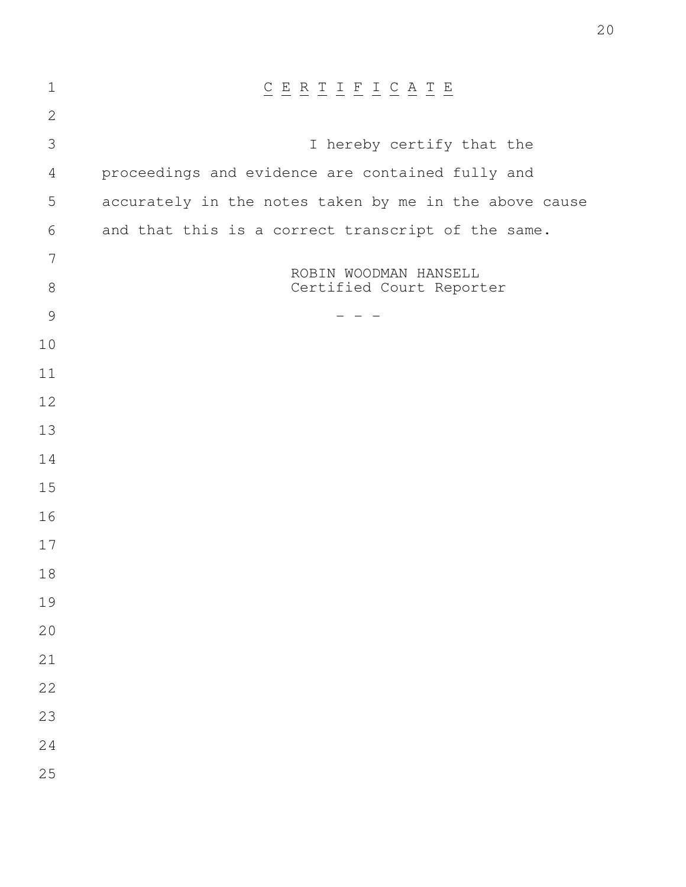# C E R T I F I C A T E

I hereby certify that the proceedings and evidence are contained fully and accurately in the notes taken by me in the above cause and that this is a correct transcript of the same.

ROBIN WOODMAN HANSELL
Certified Court Reporter

\- - -